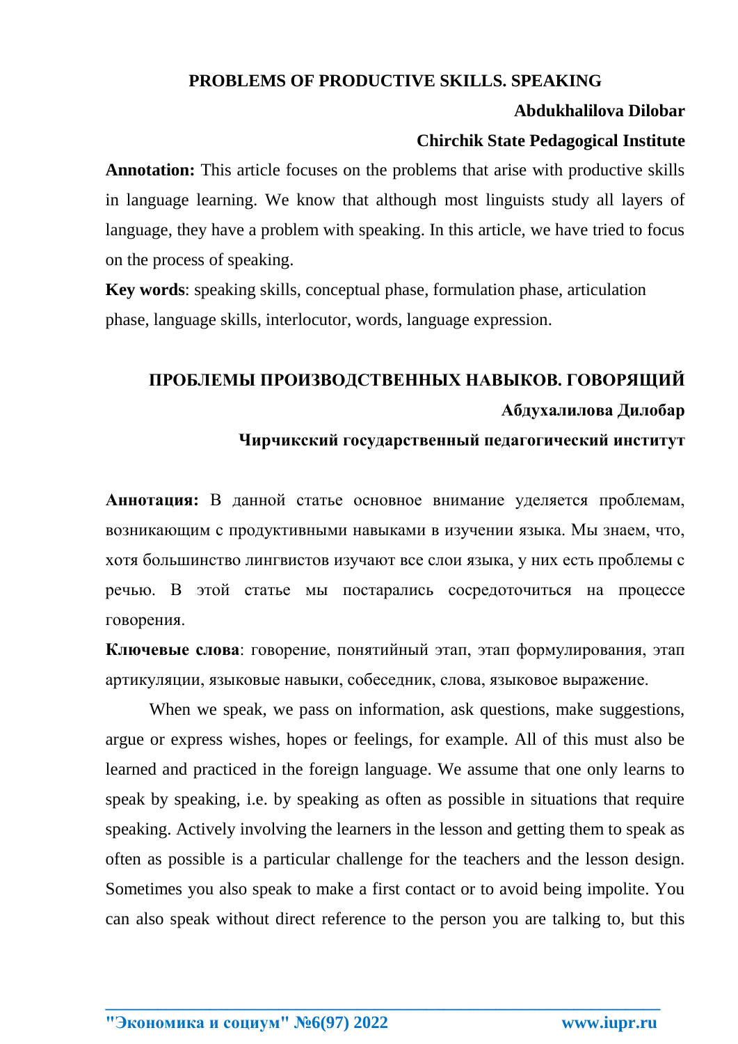# PROBLEMS OF PRODUCTIVE SKILLS. SPEAKING

**Abdukhalilova Dilobar**

**Chirchik State Pedagogical Institute**

**Annotation:** This article focuses on the problems that arise with productive skills in language learning. We know that although most linguists study all layers of language, they have a problem with speaking. In this article, we have tried to focus on the process of speaking.

**Key words**: speaking skills, conceptual phase, formulation phase, articulation phase, language skills, interlocutor, words, language expression.

# ПРОБЛЕМЫ ПРОИЗВОДСТВЕННЫХ НАВЫКОВ. ГОВОРЯЩИЙ

**Абдухалилова Дилобар**

**Чирчикский государственный педагогический институт**

**Аннотация:** В данной статье основное внимание уделяется проблемам, возникающим с продуктивными навыками в изучении языка. Мы знаем, что, хотя большинство лингвистов изучают все слои языка, у них есть проблемы с речью. В этой статье мы постарались сосредоточиться на процессе говорения.

**Ключевые слова**: говорение, понятийный этап, этап формулирования, этап артикуляции, языковые навыки, собеседник, слова, языковое выражение.

When we speak, we pass on information, ask questions, make suggestions, argue or express wishes, hopes or feelings, for example. All of this must also be learned and practiced in the foreign language. We assume that one only learns to speak by speaking, i.e. by speaking as often as possible in situations that require speaking. Actively involving the learners in the lesson and getting them to speak as often as possible is a particular challenge for the teachers and the lesson design. Sometimes you also speak to make a first contact or to avoid being impolite. You can also speak without direct reference to the person you are talking to, but this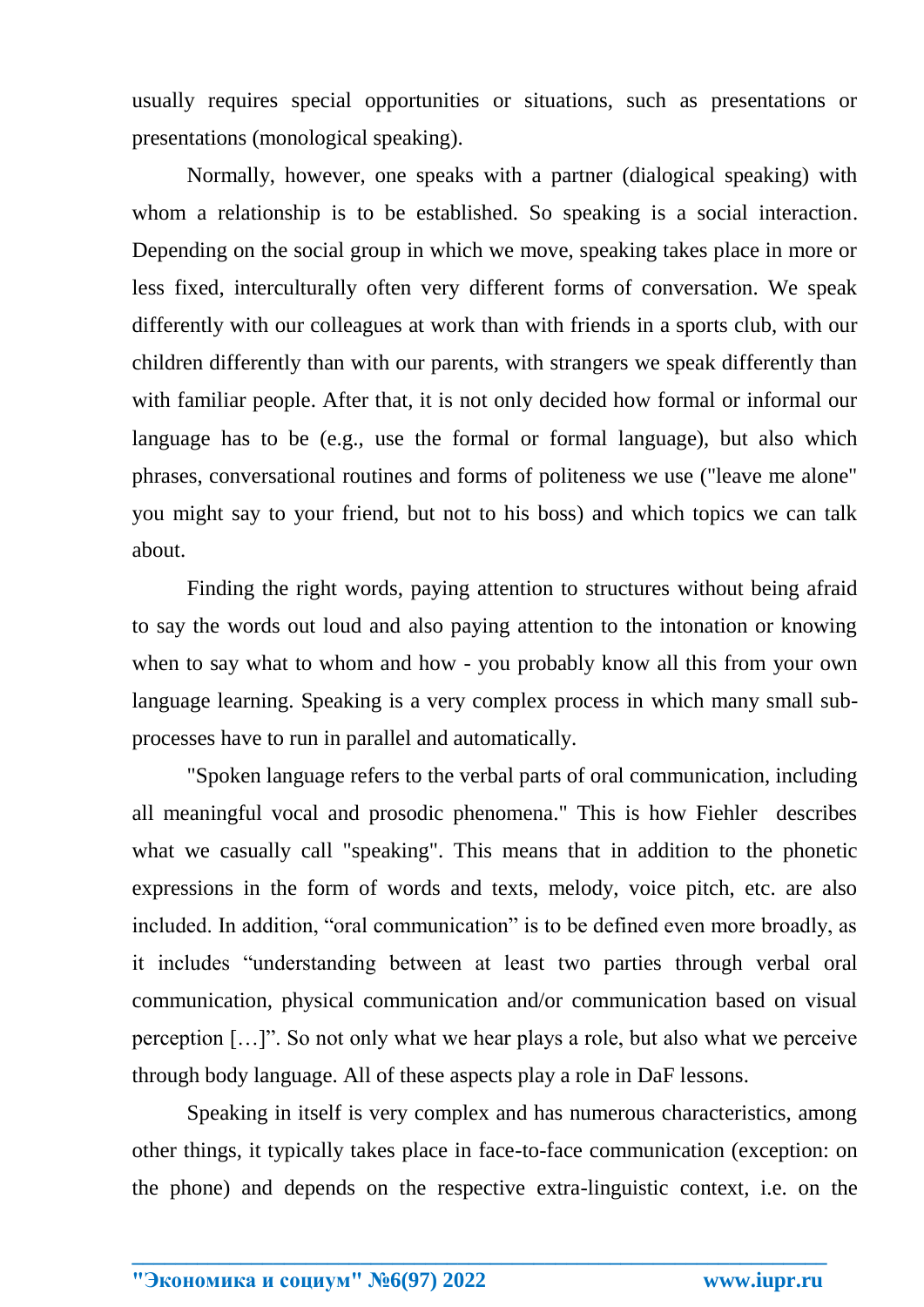usually requires special opportunities or situations, such as presentations or presentations (monological speaking).

Normally, however, one speaks with a partner (dialogical speaking) with whom a relationship is to be established. So speaking is a social interaction. Depending on the social group in which we move, speaking takes place in more or less fixed, interculturally often very different forms of conversation. We speak differently with our colleagues at work than with friends in a sports club, with our children differently than with our parents, with strangers we speak differently than with familiar people. After that, it is not only decided how formal or informal our language has to be (e.g., use the formal or formal language), but also which phrases, conversational routines and forms of politeness we use ("leave me alone" you might say to your friend, but not to his boss) and which topics we can talk about.

Finding the right words, paying attention to structures without being afraid to say the words out loud and also paying attention to the intonation or knowing when to say what to whom and how - you probably know all this from your own language learning. Speaking is a very complex process in which many small sub-processes have to run in parallel and automatically.

"Spoken language refers to the verbal parts of oral communication, including all meaningful vocal and prosodic phenomena." This is how Fiehler describes what we casually call "speaking". This means that in addition to the phonetic expressions in the form of words and texts, melody, voice pitch, etc. are also included. In addition, "oral communication" is to be defined even more broadly, as it includes "understanding between at least two parties through verbal oral communication, physical communication and/or communication based on visual perception […]". So not only what we hear plays a role, but also what we perceive through body language. All of these aspects play a role in DaF lessons.

Speaking in itself is very complex and has numerous characteristics, among other things, it typically takes place in face-to-face communication (exception: on the phone) and depends on the respective extra-linguistic context, i.e. on the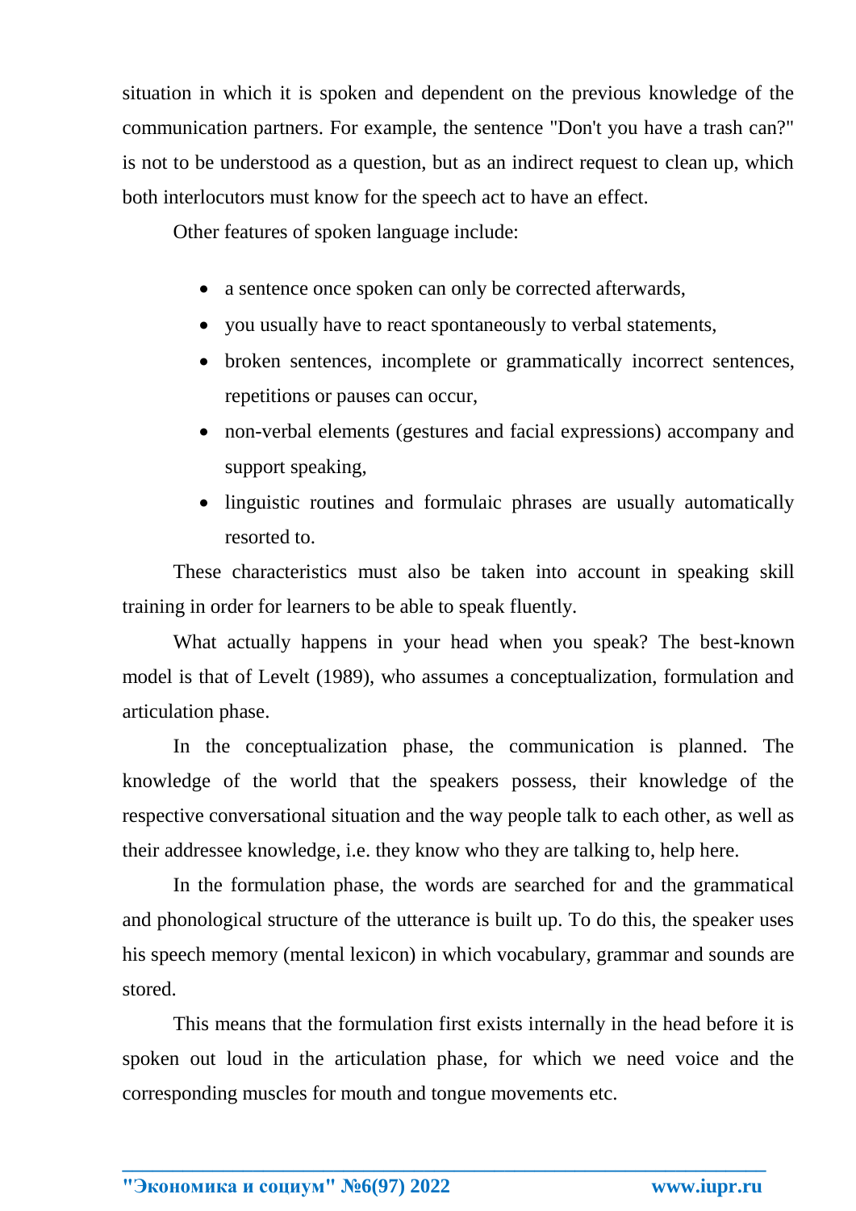situation in which it is spoken and dependent on the previous knowledge of the communication partners. For example, the sentence "Don't you have a trash can?" is not to be understood as a question, but as an indirect request to clean up, which both interlocutors must know for the speech act to have an effect.

Other features of spoken language include:

- a sentence once spoken can only be corrected afterwards,
- you usually have to react spontaneously to verbal statements,
- broken sentences, incomplete or grammatically incorrect sentences, repetitions or pauses can occur,
- non-verbal elements (gestures and facial expressions) accompany and support speaking,
- linguistic routines and formulaic phrases are usually automatically resorted to.

These characteristics must also be taken into account in speaking skill training in order for learners to be able to speak fluently.

What actually happens in your head when you speak? The best-known model is that of Levelt (1989), who assumes a conceptualization, formulation and articulation phase.

In the conceptualization phase, the communication is planned. The knowledge of the world that the speakers possess, their knowledge of the respective conversational situation and the way people talk to each other, as well as their addressee knowledge, i.e. they know who they are talking to, help here.

In the formulation phase, the words are searched for and the grammatical and phonological structure of the utterance is built up. To do this, the speaker uses his speech memory (mental lexicon) in which vocabulary, grammar and sounds are stored.

This means that the formulation first exists internally in the head before it is spoken out loud in the articulation phase, for which we need voice and the corresponding muscles for mouth and tongue movements etc.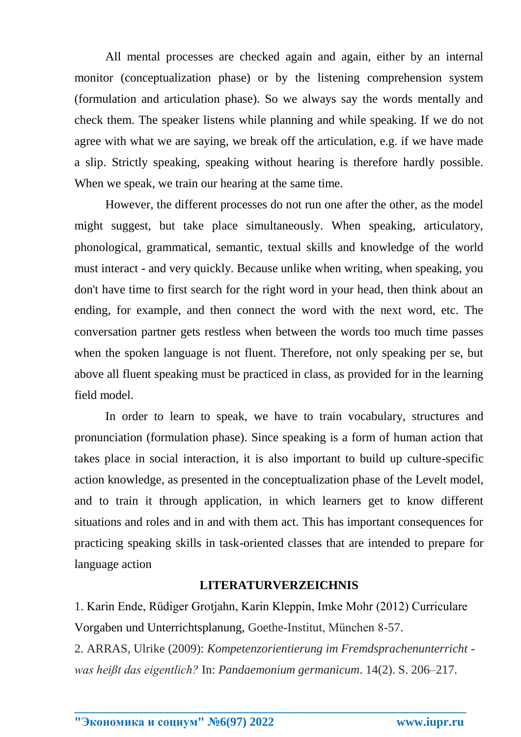All mental processes are checked again and again, either by an internal monitor (conceptualization phase) or by the listening comprehension system (formulation and articulation phase). So we always say the words mentally and check them. The speaker listens while planning and while speaking. If we do not agree with what we are saying, we break off the articulation, e.g. if we have made a slip. Strictly speaking, speaking without hearing is therefore hardly possible. When we speak, we train our hearing at the same time.

However, the different processes do not run one after the other, as the model might suggest, but take place simultaneously. When speaking, articulatory, phonological, grammatical, semantic, textual skills and knowledge of the world must interact - and very quickly. Because unlike when writing, when speaking, you don't have time to first search for the right word in your head, then think about an ending, for example, and then connect the word with the next word, etc. The conversation partner gets restless when between the words too much time passes when the spoken language is not fluent. Therefore, not only speaking per se, but above all fluent speaking must be practiced in class, as provided for in the learning field model.

In order to learn to speak, we have to train vocabulary, structures and pronunciation (formulation phase). Since speaking is a form of human action that takes place in social interaction, it is also important to build up culture-specific action knowledge, as presented in the conceptualization phase of the Levelt model, and to train it through application, in which learners get to know different situations and roles and in and with them act. This has important consequences for practicing speaking skills in task-oriented classes that are intended to prepare for language action

## LITERATURVERZEICHNIS

1. Karin Ende, Rüdiger Grotjahn, Karin Kleppin, Imke Mohr (2012) Curriculare Vorgaben und Unterrichtsplanung, Goethe-Institut, München 8-57.
2. ARRAS, Ulrike (2009): *Kompetenzorientierung im Fremdsprachenunterricht - was heißt das eigentlich?* In: *Pandaemonium germanicum*. 14(2). S. 206–217.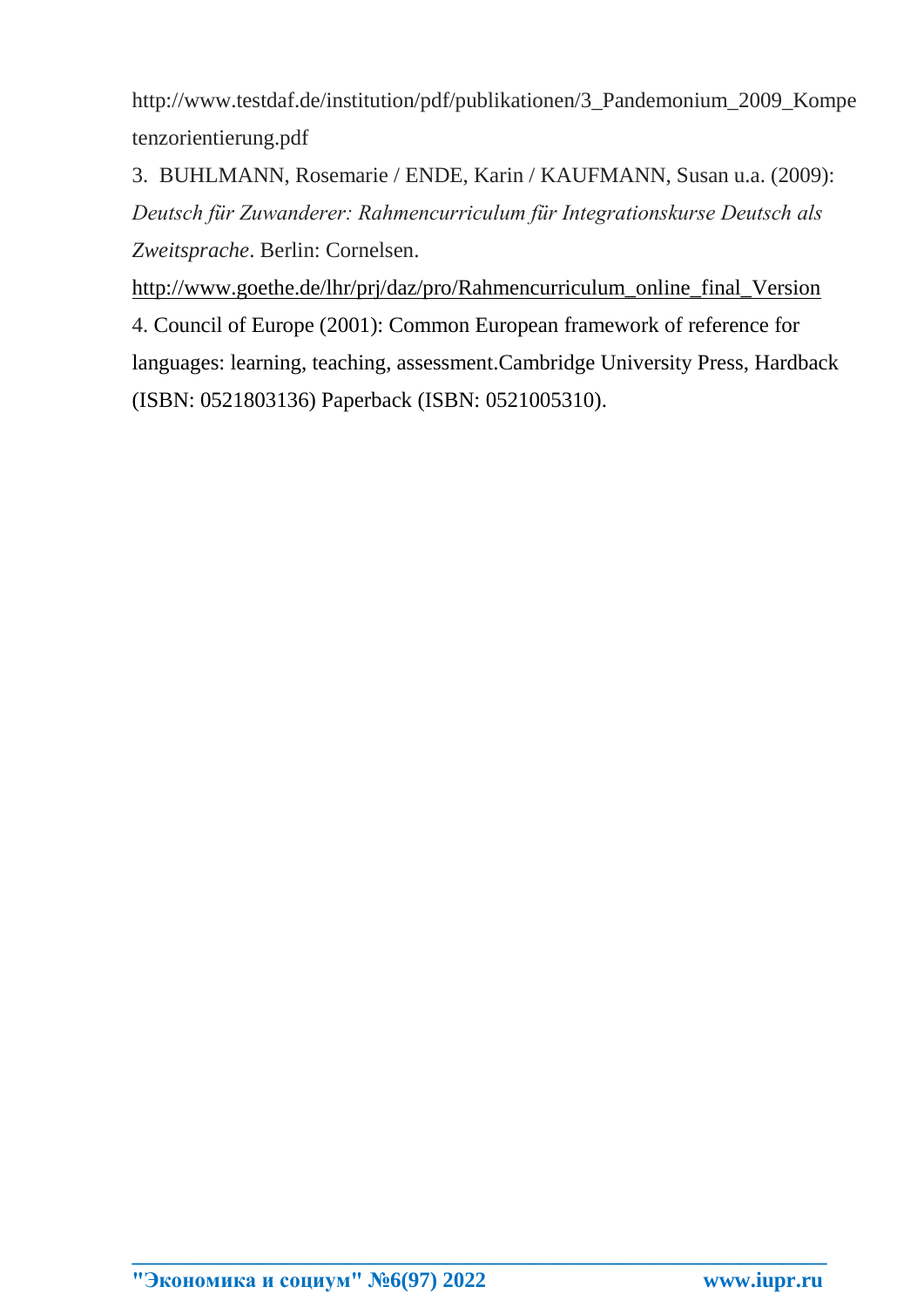http://www.testdaf.de/institution/pdf/publikationen/3_Pandemonium_2009_Kompetenzorientierung.pdf

3. BUHLMANN, Rosemarie / ENDE, Karin / KAUFMANN, Susan u.a. (2009): *Deutsch für Zuwanderer: Rahmencurriculum für Integrationskurse Deutsch als Zweitsprache*. Berlin: Cornelsen.

http://www.goethe.de/lhr/prj/daz/pro/Rahmencurriculum_online_final_Version

4. Council of Europe (2001): Common European framework of reference for languages: learning, teaching, assessment.Cambridge University Press, Hardback (ISBN: 0521803136) Paperback (ISBN: 0521005310).